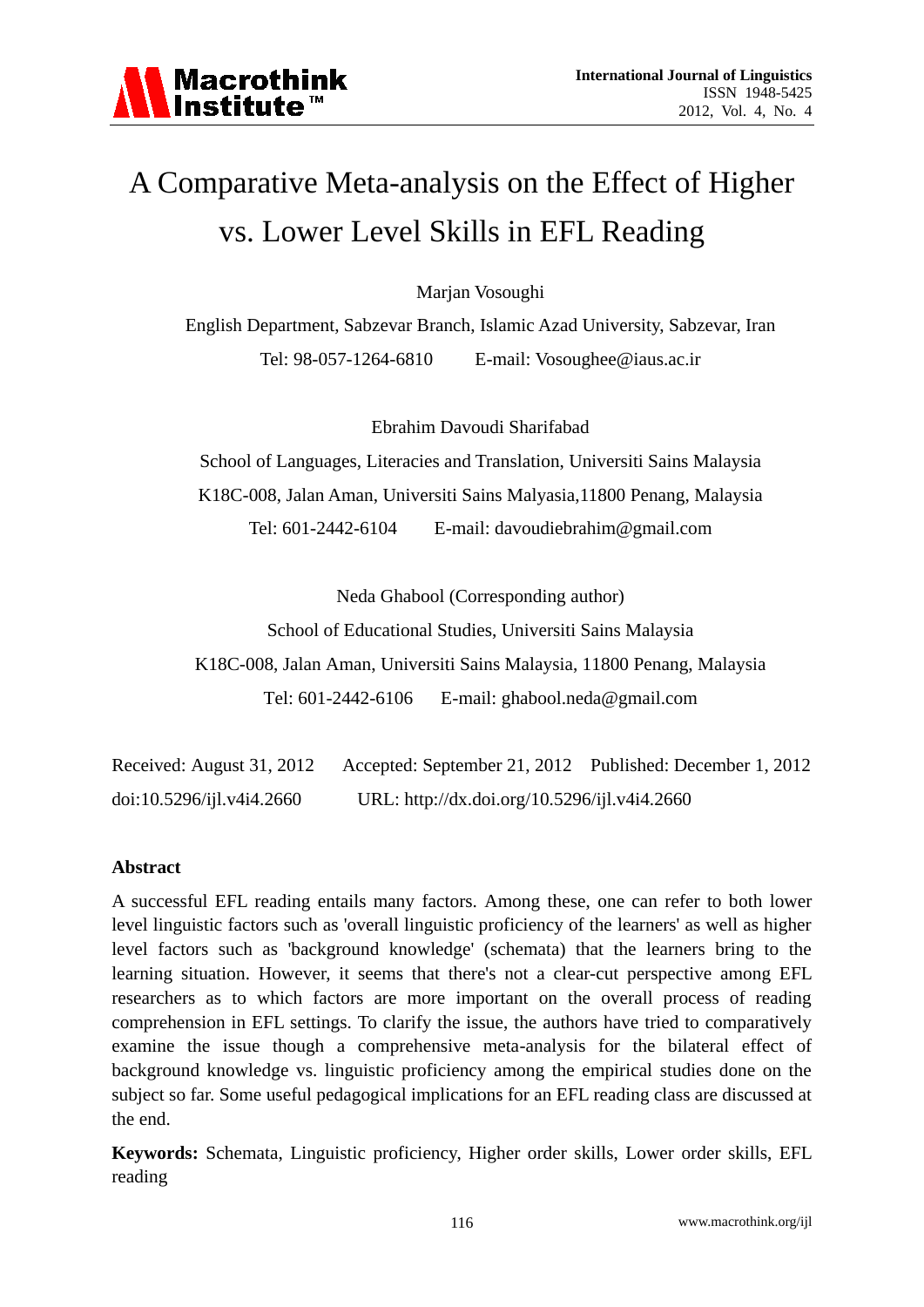# A Comparative Meta-analysis on the Effect of Higher vs. Lower Level Skills in EFL Reading

Marjan Vosoughi

English Department, Sabzevar Branch, Islamic Azad University, Sabzevar, Iran

Tel: 98-057-1264-6810 E-mail: Vosoughee@iaus.ac.ir

Ebrahim Davoudi Sharifabad

School of Languages, Literacies and Translation, Universiti Sains Malaysia

K18C-008, Jalan Aman, Universiti Sains Malyasia,11800 Penang, Malaysia

Tel: 601-2442-6104 E-mail: davoudiebrahim@gmail.com

Neda Ghabool (Corresponding author)

School of Educational Studies, Universiti Sains Malaysia

K18C-008, Jalan Aman, Universiti Sains Malaysia, 11800 Penang, Malaysia

Tel: 601-2442-6106 E-mail: ghabool.neda@gmail.com

Received: August 31, 2012 Accepted: September 21, 2012 Published: December 1, 2012

doi:10.5296/ijl.v4i4.2660 URL: http://dx.doi.org/10.5296/ijl.v4i4.2660

**Abstract**

A successful EFL reading entails many factors. Among these, one can refer to both lower level linguistic factors such as 'overall linguistic proficiency of the learners' as well as higher level factors such as 'background knowledge' (schemata) that the learners bring to the learning situation. However, it seems that there's not a clear-cut perspective among EFL researchers as to which factors are more important on the overall process of reading comprehension in EFL settings. To clarify the issue, the authors have tried to comparatively examine the issue though a comprehensive meta-analysis for the bilateral effect of background knowledge vs. linguistic proficiency among the empirical studies done on the subject so far. Some useful pedagogical implications for an EFL reading class are discussed at the end.

**Keywords:** Schemata, Linguistic proficiency, Higher order skills, Lower order skills, EFL reading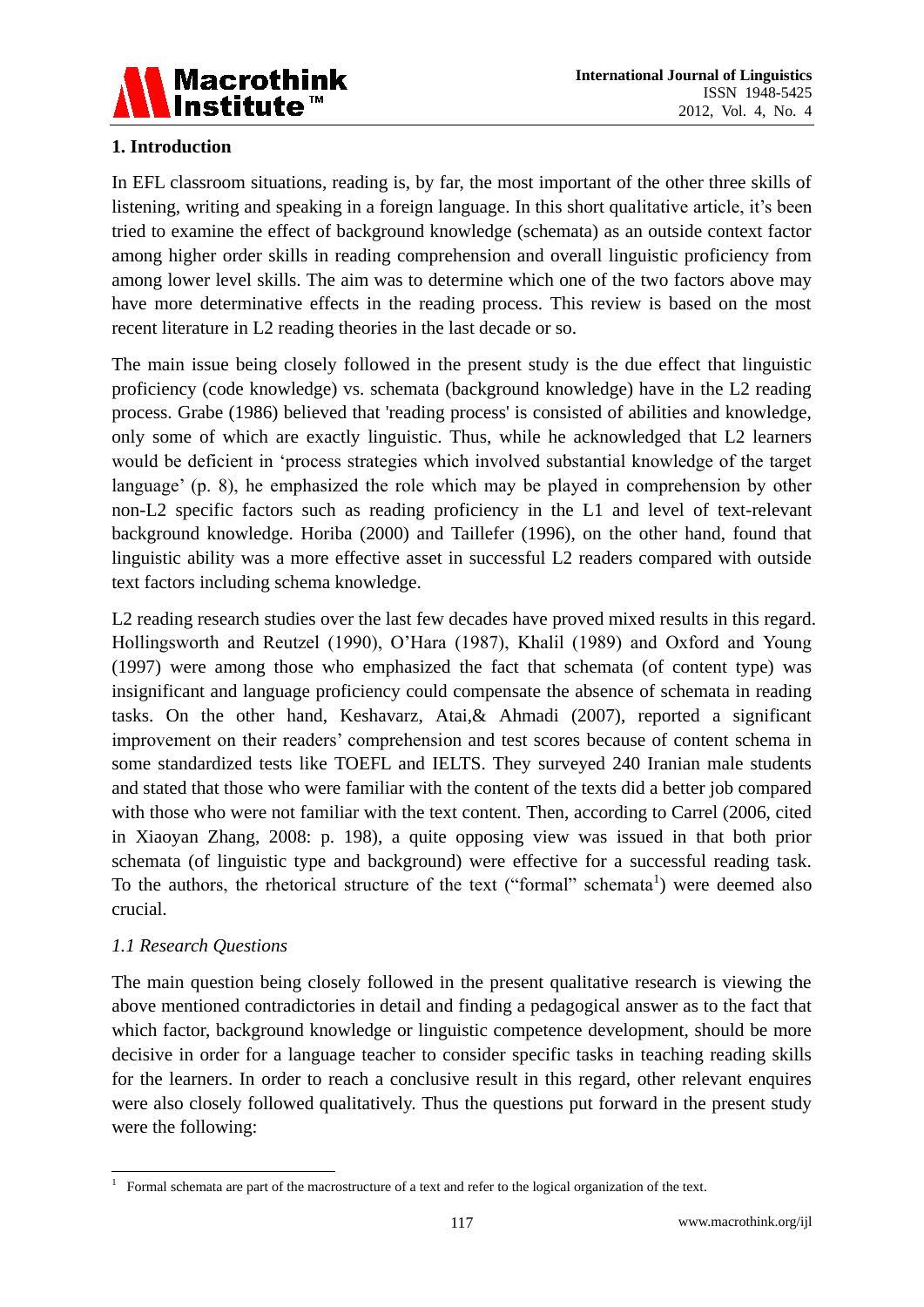## 1. Introduction

In EFL classroom situations, reading is, by far, the most important of the other three skills of listening, writing and speaking in a foreign language. In this short qualitative article, it's been tried to examine the effect of background knowledge (schemata) as an outside context factor among higher order skills in reading comprehension and overall linguistic proficiency from among lower level skills. The aim was to determine which one of the two factors above may have more determinative effects in the reading process. This review is based on the most recent literature in L2 reading theories in the last decade or so.

The main issue being closely followed in the present study is the due effect that linguistic proficiency (code knowledge) vs. schemata (background knowledge) have in the L2 reading process. Grabe (1986) believed that 'reading process' is consisted of abilities and knowledge, only some of which are exactly linguistic. Thus, while he acknowledged that L2 learners would be deficient in 'process strategies which involved substantial knowledge of the target language' (p. 8), he emphasized the role which may be played in comprehension by other non-L2 specific factors such as reading proficiency in the L1 and level of text-relevant background knowledge. Horiba (2000) and Taillefer (1996), on the other hand, found that linguistic ability was a more effective asset in successful L2 readers compared with outside text factors including schema knowledge.

L2 reading research studies over the last few decades have proved mixed results in this regard. Hollingsworth and Reutzel (1990), O'Hara (1987), Khalil (1989) and Oxford and Young (1997) were among those who emphasized the fact that schemata (of content type) was insignificant and language proficiency could compensate the absence of schemata in reading tasks. On the other hand, Keshavarz, Atai,& Ahmadi (2007), reported a significant improvement on their readers' comprehension and test scores because of content schema in some standardized tests like TOEFL and IELTS. They surveyed 240 Iranian male students and stated that those who were familiar with the content of the texts did a better job compared with those who were not familiar with the text content. Then, according to Carrel (2006, cited in Xiaoyan Zhang, 2008: p. 198), a quite opposing view was issued in that both prior schemata (of linguistic type and background) were effective for a successful reading task. To the authors, the rhetorical structure of the text ("formal" schemata[1]) were deemed also crucial.

### *1.1 Research Questions*

The main question being closely followed in the present qualitative research is viewing the above mentioned contradictories in detail and finding a pedagogical answer as to the fact that which factor, background knowledge or linguistic competence development, should be more decisive in order for a language teacher to consider specific tasks in teaching reading skills for the learners. In order to reach a conclusive result in this regard, other relevant enquires were also closely followed qualitatively. Thus the questions put forward in the present study were the following:

---

[1] Formal schemata are part of the macrostructure of a text and refer to the logical organization of the text.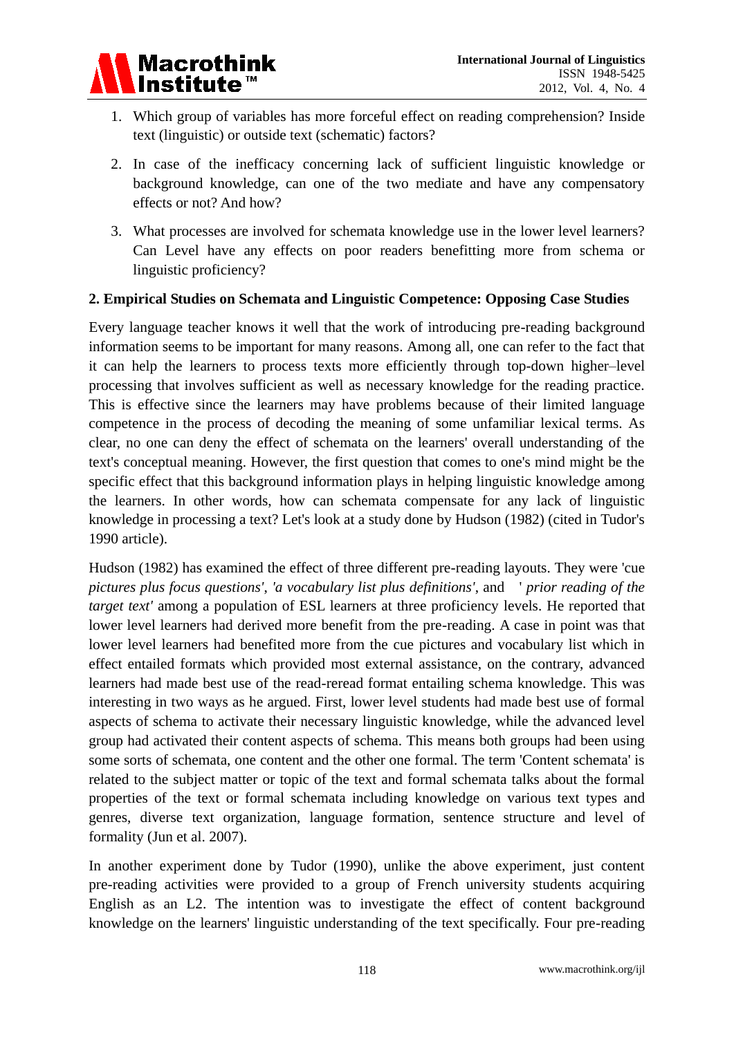1. Which group of variables has more forceful effect on reading comprehension? Inside text (linguistic) or outside text (schematic) factors?

2. In case of the inefficacy concerning lack of sufficient linguistic knowledge or background knowledge, can one of the two mediate and have any compensatory effects or not? And how?

3. What processes are involved for schemata knowledge use in the lower level learners? Can Level have any effects on poor readers benefitting more from schema or linguistic proficiency?

## 2. Empirical Studies on Schemata and Linguistic Competence: Opposing Case Studies

Every language teacher knows it well that the work of introducing pre-reading background information seems to be important for many reasons. Among all, one can refer to the fact that it can help the learners to process texts more efficiently through top-down higher–level processing that involves sufficient as well as necessary knowledge for the reading practice. This is effective since the learners may have problems because of their limited language competence in the process of decoding the meaning of some unfamiliar lexical terms. As clear, no one can deny the effect of schemata on the learners' overall understanding of the text's conceptual meaning. However, the first question that comes to one's mind might be the specific effect that this background information plays in helping linguistic knowledge among the learners. In other words, how can schemata compensate for any lack of linguistic knowledge in processing a text? Let's look at a study done by Hudson (1982) (cited in Tudor's 1990 article).

Hudson (1982) has examined the effect of three different pre-reading layouts. They were 'cue *pictures plus focus questions'*, *'a vocabulary list plus definitions'*, and ' *prior reading of the target text'* among a population of ESL learners at three proficiency levels. He reported that lower level learners had derived more benefit from the pre-reading. A case in point was that lower level learners had benefited more from the cue pictures and vocabulary list which in effect entailed formats which provided most external assistance, on the contrary, advanced learners had made best use of the read-reread format entailing schema knowledge. This was interesting in two ways as he argued. First, lower level students had made best use of formal aspects of schema to activate their necessary linguistic knowledge, while the advanced level group had activated their content aspects of schema. This means both groups had been using some sorts of schemata, one content and the other one formal. The term 'Content schemata' is related to the subject matter or topic of the text and formal schemata talks about the formal properties of the text or formal schemata including knowledge on various text types and genres, diverse text organization, language formation, sentence structure and level of formality (Jun et al. 2007).

In another experiment done by Tudor (1990), unlike the above experiment, just content pre-reading activities were provided to a group of French university students acquiring English as an L2. The intention was to investigate the effect of content background knowledge on the learners' linguistic understanding of the text specifically. Four pre-reading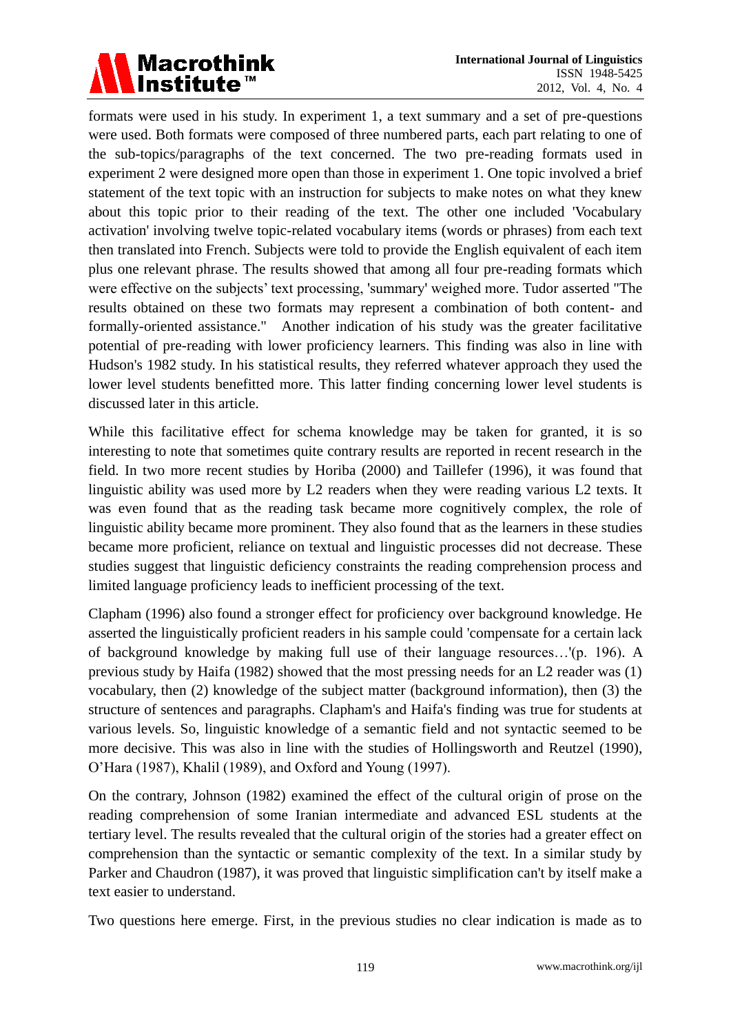formats were used in his study. In experiment 1, a text summary and a set of pre-questions were used. Both formats were composed of three numbered parts, each part relating to one of the sub-topics/paragraphs of the text concerned. The two pre-reading formats used in experiment 2 were designed more open than those in experiment 1. One topic involved a brief statement of the text topic with an instruction for subjects to make notes on what they knew about this topic prior to their reading of the text. The other one included 'Vocabulary activation' involving twelve topic-related vocabulary items (words or phrases) from each text then translated into French. Subjects were told to provide the English equivalent of each item plus one relevant phrase. The results showed that among all four pre-reading formats which were effective on the subjects' text processing, 'summary' weighed more. Tudor asserted "The results obtained on these two formats may represent a combination of both content- and formally-oriented assistance." Another indication of his study was the greater facilitative potential of pre-reading with lower proficiency learners. This finding was also in line with Hudson's 1982 study. In his statistical results, they referred whatever approach they used the lower level students benefitted more. This latter finding concerning lower level students is discussed later in this article.

While this facilitative effect for schema knowledge may be taken for granted, it is so interesting to note that sometimes quite contrary results are reported in recent research in the field. In two more recent studies by Horiba (2000) and Taillefer (1996), it was found that linguistic ability was used more by L2 readers when they were reading various L2 texts. It was even found that as the reading task became more cognitively complex, the role of linguistic ability became more prominent. They also found that as the learners in these studies became more proficient, reliance on textual and linguistic processes did not decrease. These studies suggest that linguistic deficiency constraints the reading comprehension process and limited language proficiency leads to inefficient processing of the text.

Clapham (1996) also found a stronger effect for proficiency over background knowledge. He asserted the linguistically proficient readers in his sample could 'compensate for a certain lack of background knowledge by making full use of their language resources…'(p. 196). A previous study by Haifa (1982) showed that the most pressing needs for an L2 reader was (1) vocabulary, then (2) knowledge of the subject matter (background information), then (3) the structure of sentences and paragraphs. Clapham's and Haifa's finding was true for students at various levels. So, linguistic knowledge of a semantic field and not syntactic seemed to be more decisive. This was also in line with the studies of Hollingsworth and Reutzel (1990), O'Hara (1987), Khalil (1989), and Oxford and Young (1997).

On the contrary, Johnson (1982) examined the effect of the cultural origin of prose on the reading comprehension of some Iranian intermediate and advanced ESL students at the tertiary level. The results revealed that the cultural origin of the stories had a greater effect on comprehension than the syntactic or semantic complexity of the text. In a similar study by Parker and Chaudron (1987), it was proved that linguistic simplification can't by itself make a text easier to understand.

Two questions here emerge. First, in the previous studies no clear indication is made as to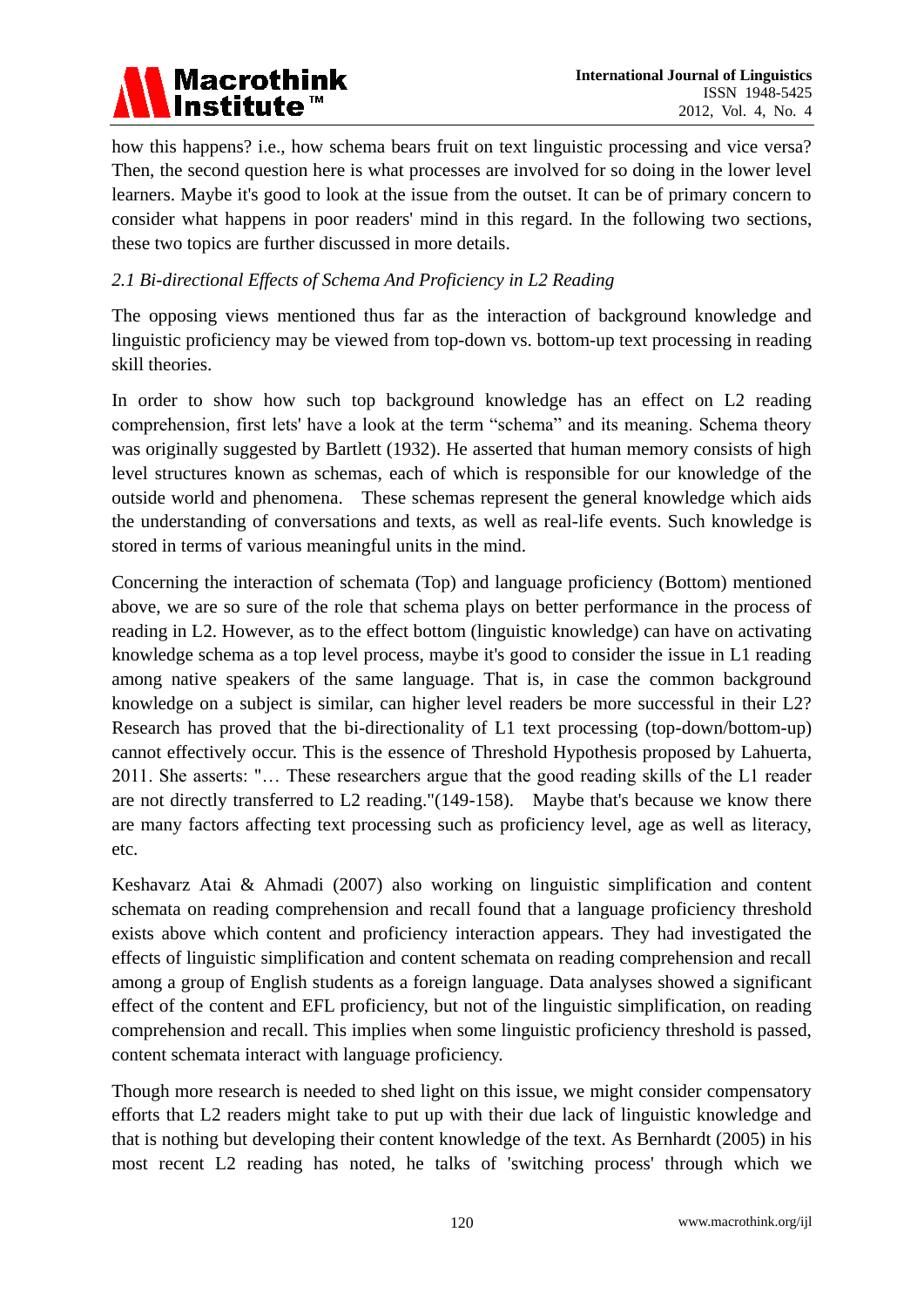how this happens? i.e., how schema bears fruit on text linguistic processing and vice versa? Then, the second question here is what processes are involved for so doing in the lower level learners. Maybe it's good to look at the issue from the outset. It can be of primary concern to consider what happens in poor readers' mind in this regard. In the following two sections, these two topics are further discussed in more details.

### *2.1 Bi-directional Effects of Schema And Proficiency in L2 Reading*

The opposing views mentioned thus far as the interaction of background knowledge and linguistic proficiency may be viewed from top-down vs. bottom-up text processing in reading skill theories.

In order to show how such top background knowledge has an effect on L2 reading comprehension, first lets' have a look at the term "schema" and its meaning. Schema theory was originally suggested by Bartlett (1932). He asserted that human memory consists of high level structures known as schemas, each of which is responsible for our knowledge of the outside world and phenomena. These schemas represent the general knowledge which aids the understanding of conversations and texts, as well as real-life events. Such knowledge is stored in terms of various meaningful units in the mind.

Concerning the interaction of schemata (Top) and language proficiency (Bottom) mentioned above, we are so sure of the role that schema plays on better performance in the process of reading in L2. However, as to the effect bottom (linguistic knowledge) can have on activating knowledge schema as a top level process, maybe it's good to consider the issue in L1 reading among native speakers of the same language. That is, in case the common background knowledge on a subject is similar, can higher level readers be more successful in their L2? Research has proved that the bi-directionality of L1 text processing (top-down/bottom-up) cannot effectively occur. This is the essence of Threshold Hypothesis proposed by Lahuerta, 2011. She asserts: "… These researchers argue that the good reading skills of the L1 reader are not directly transferred to L2 reading."(149-158). Maybe that's because we know there are many factors affecting text processing such as proficiency level, age as well as literacy, etc.

Keshavarz Atai & Ahmadi (2007) also working on linguistic simplification and content schemata on reading comprehension and recall found that a language proficiency threshold exists above which content and proficiency interaction appears. They had investigated the effects of linguistic simplification and content schemata on reading comprehension and recall among a group of English students as a foreign language. Data analyses showed a significant effect of the content and EFL proficiency, but not of the linguistic simplification, on reading comprehension and recall. This implies when some linguistic proficiency threshold is passed, content schemata interact with language proficiency.

Though more research is needed to shed light on this issue, we might consider compensatory efforts that L2 readers might take to put up with their due lack of linguistic knowledge and that is nothing but developing their content knowledge of the text. As Bernhardt (2005) in his most recent L2 reading has noted, he talks of 'switching process' through which we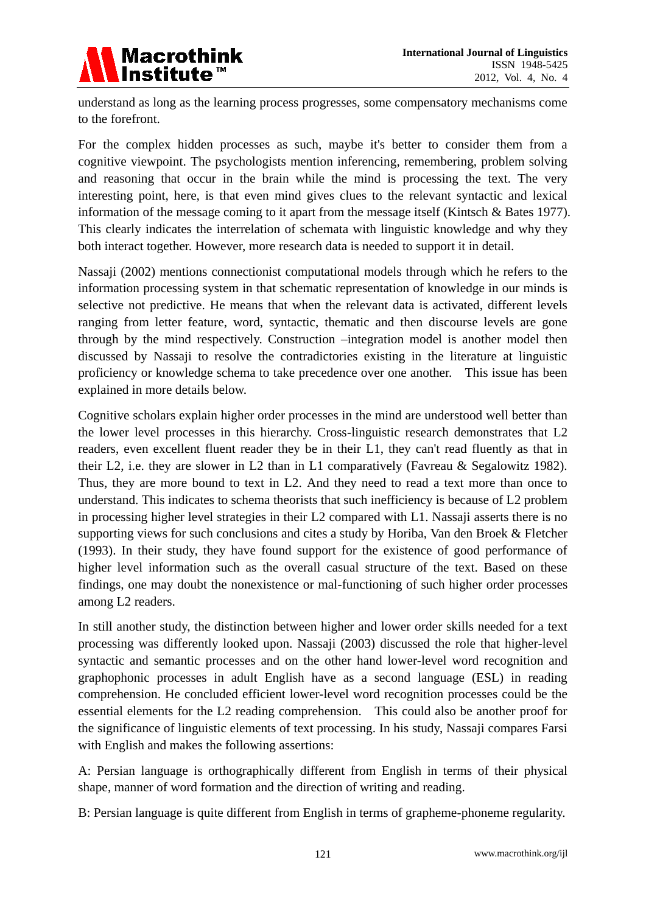understand as long as the learning process progresses, some compensatory mechanisms come to the forefront.

For the complex hidden processes as such, maybe it's better to consider them from a cognitive viewpoint. The psychologists mention inferencing, remembering, problem solving and reasoning that occur in the brain while the mind is processing the text. The very interesting point, here, is that even mind gives clues to the relevant syntactic and lexical information of the message coming to it apart from the message itself (Kintsch & Bates 1977). This clearly indicates the interrelation of schemata with linguistic knowledge and why they both interact together. However, more research data is needed to support it in detail.

Nassaji (2002) mentions connectionist computational models through which he refers to the information processing system in that schematic representation of knowledge in our minds is selective not predictive. He means that when the relevant data is activated, different levels ranging from letter feature, word, syntactic, thematic and then discourse levels are gone through by the mind respectively. Construction –integration model is another model then discussed by Nassaji to resolve the contradictories existing in the literature at linguistic proficiency or knowledge schema to take precedence over one another. This issue has been explained in more details below.

Cognitive scholars explain higher order processes in the mind are understood well better than the lower level processes in this hierarchy. Cross-linguistic research demonstrates that L2 readers, even excellent fluent reader they be in their L1, they can't read fluently as that in their L2, i.e. they are slower in L2 than in L1 comparatively (Favreau & Segalowitz 1982). Thus, they are more bound to text in L2. And they need to read a text more than once to understand. This indicates to schema theorists that such inefficiency is because of L2 problem in processing higher level strategies in their L2 compared with L1. Nassaji asserts there is no supporting views for such conclusions and cites a study by Horiba, Van den Broek & Fletcher (1993). In their study, they have found support for the existence of good performance of higher level information such as the overall casual structure of the text. Based on these findings, one may doubt the nonexistence or mal-functioning of such higher order processes among L2 readers.

In still another study, the distinction between higher and lower order skills needed for a text processing was differently looked upon. Nassaji (2003) discussed the role that higher-level syntactic and semantic processes and on the other hand lower-level word recognition and graphophonic processes in adult English have as a second language (ESL) in reading comprehension. He concluded efficient lower-level word recognition processes could be the essential elements for the L2 reading comprehension. This could also be another proof for the significance of linguistic elements of text processing. In his study, Nassaji compares Farsi with English and makes the following assertions:

A: Persian language is orthographically different from English in terms of their physical shape, manner of word formation and the direction of writing and reading.

B: Persian language is quite different from English in terms of grapheme-phoneme regularity.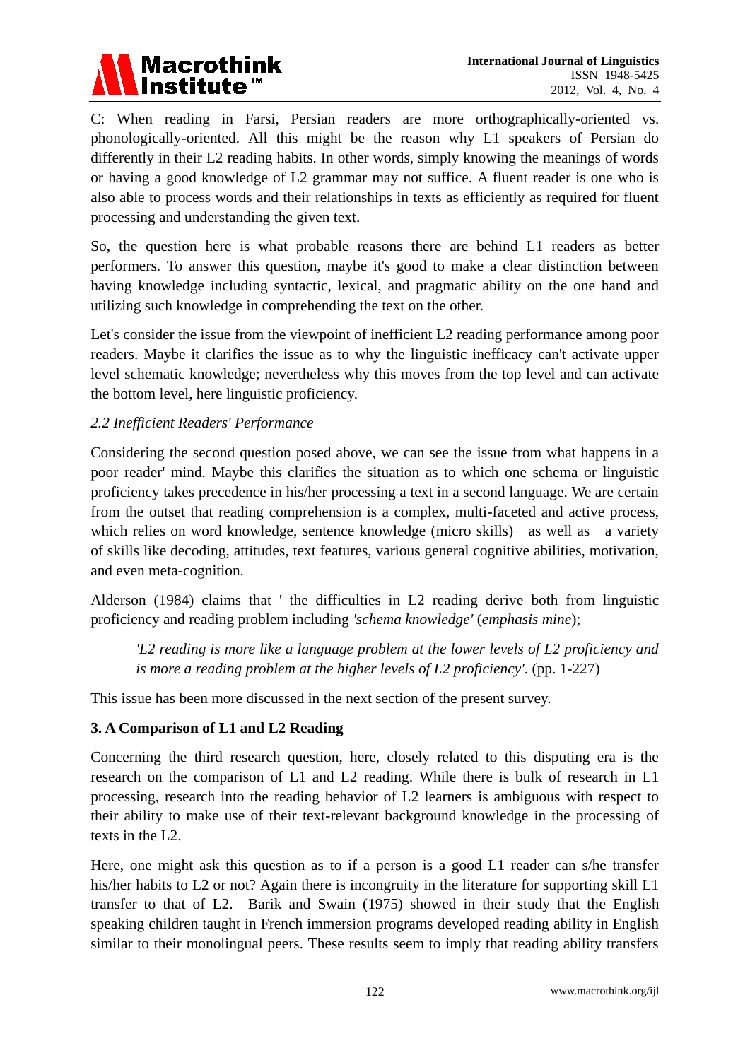C: When reading in Farsi, Persian readers are more orthographically-oriented vs. phonologically-oriented. All this might be the reason why L1 speakers of Persian do differently in their L2 reading habits. In other words, simply knowing the meanings of words or having a good knowledge of L2 grammar may not suffice. A fluent reader is one who is also able to process words and their relationships in texts as efficiently as required for fluent processing and understanding the given text.

So, the question here is what probable reasons there are behind L1 readers as better performers. To answer this question, maybe it's good to make a clear distinction between having knowledge including syntactic, lexical, and pragmatic ability on the one hand and utilizing such knowledge in comprehending the text on the other.

Let's consider the issue from the viewpoint of inefficient L2 reading performance among poor readers. Maybe it clarifies the issue as to why the linguistic inefficacy can't activate upper level schematic knowledge; nevertheless why this moves from the top level and can activate the bottom level, here linguistic proficiency.

### *2.2 Inefficient Readers' Performance*

Considering the second question posed above, we can see the issue from what happens in a poor reader' mind. Maybe this clarifies the situation as to which one schema or linguistic proficiency takes precedence in his/her processing a text in a second language. We are certain from the outset that reading comprehension is a complex, multi-faceted and active process, which relies on word knowledge, sentence knowledge (micro skills) as well as a variety of skills like decoding, attitudes, text features, various general cognitive abilities, motivation, and even meta-cognition.

Alderson (1984) claims that ' the difficulties in L2 reading derive both from linguistic proficiency and reading problem including *'schema knowledge'* (*emphasis mine*);

> *'L2 reading is more like a language problem at the lower levels of L2 proficiency and is more a reading problem at the higher levels of L2 proficiency'.* (pp. 1-227)

This issue has been more discussed in the next section of the present survey.

## 3. A Comparison of L1 and L2 Reading

Concerning the third research question, here, closely related to this disputing era is the research on the comparison of L1 and L2 reading. While there is bulk of research in L1 processing, research into the reading behavior of L2 learners is ambiguous with respect to their ability to make use of their text-relevant background knowledge in the processing of texts in the L2.

Here, one might ask this question as to if a person is a good L1 reader can s/he transfer his/her habits to L2 or not? Again there is incongruity in the literature for supporting skill L1 transfer to that of L2. Barik and Swain (1975) showed in their study that the English speaking children taught in French immersion programs developed reading ability in English similar to their monolingual peers. These results seem to imply that reading ability transfers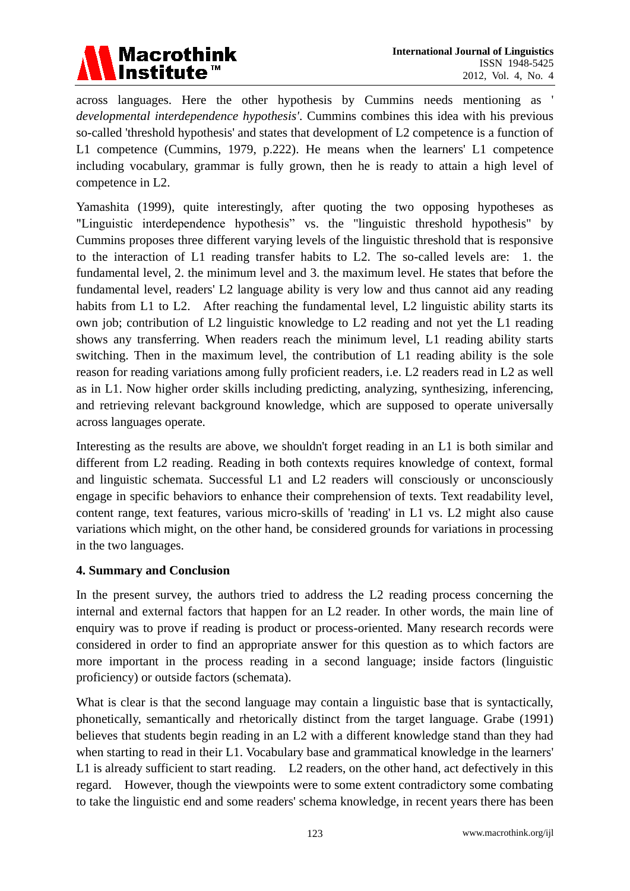across languages. Here the other hypothesis by Cummins needs mentioning as '*developmental interdependence hypothesis'*. Cummins combines this idea with his previous so-called 'threshold hypothesis' and states that development of L2 competence is a function of L1 competence (Cummins, 1979, p.222). He means when the learners' L1 competence including vocabulary, grammar is fully grown, then he is ready to attain a high level of competence in L2.

Yamashita (1999), quite interestingly, after quoting the two opposing hypotheses as "Linguistic interdependence hypothesis" vs. the "linguistic threshold hypothesis" by Cummins proposes three different varying levels of the linguistic threshold that is responsive to the interaction of L1 reading transfer habits to L2. The so-called levels are: 1. the fundamental level, 2. the minimum level and 3. the maximum level. He states that before the fundamental level, readers' L2 language ability is very low and thus cannot aid any reading habits from L1 to L2. After reaching the fundamental level, L2 linguistic ability starts its own job; contribution of L2 linguistic knowledge to L2 reading and not yet the L1 reading shows any transferring. When readers reach the minimum level, L1 reading ability starts switching. Then in the maximum level, the contribution of L1 reading ability is the sole reason for reading variations among fully proficient readers, i.e. L2 readers read in L2 as well as in L1. Now higher order skills including predicting, analyzing, synthesizing, inferencing, and retrieving relevant background knowledge, which are supposed to operate universally across languages operate.

Interesting as the results are above, we shouldn't forget reading in an L1 is both similar and different from L2 reading. Reading in both contexts requires knowledge of context, formal and linguistic schemata. Successful L1 and L2 readers will consciously or unconsciously engage in specific behaviors to enhance their comprehension of texts. Text readability level, content range, text features, various micro-skills of 'reading' in L1 vs. L2 might also cause variations which might, on the other hand, be considered grounds for variations in processing in the two languages.

## 4. Summary and Conclusion

In the present survey, the authors tried to address the L2 reading process concerning the internal and external factors that happen for an L2 reader. In other words, the main line of enquiry was to prove if reading is product or process-oriented. Many research records were considered in order to find an appropriate answer for this question as to which factors are more important in the process reading in a second language; inside factors (linguistic proficiency) or outside factors (schemata).

What is clear is that the second language may contain a linguistic base that is syntactically, phonetically, semantically and rhetorically distinct from the target language. Grabe (1991) believes that students begin reading in an L2 with a different knowledge stand than they had when starting to read in their L1. Vocabulary base and grammatical knowledge in the learners' L1 is already sufficient to start reading. L2 readers, on the other hand, act defectively in this regard. However, though the viewpoints were to some extent contradictory some combating to take the linguistic end and some readers' schema knowledge, in recent years there has been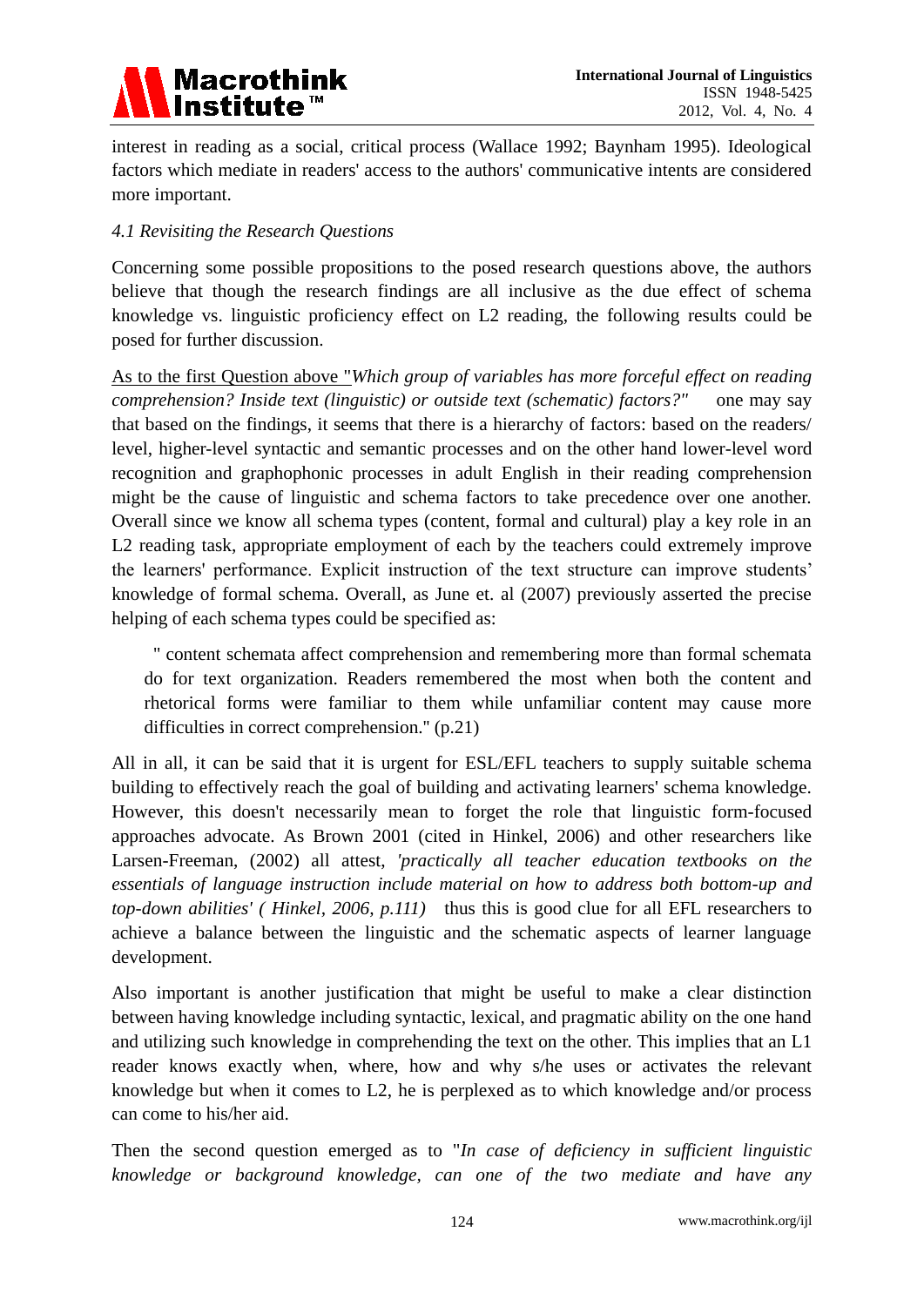interest in reading as a social, critical process (Wallace 1992; Baynham 1995). Ideological factors which mediate in readers' access to the authors' communicative intents are considered more important.

*4.1 Revisiting the Research Questions*

Concerning some possible propositions to the posed research questions above, the authors believe that though the research findings are all inclusive as the due effect of schema knowledge vs. linguistic proficiency effect on L2 reading, the following results could be posed for further discussion.

As to the first Question above "*Which group of variables has more forceful effect on reading comprehension? Inside text (linguistic) or outside text (schematic) factors?"* one may say that based on the findings, it seems that there is a hierarchy of factors: based on the readers/ level, higher-level syntactic and semantic processes and on the other hand lower-level word recognition and graphophonic processes in adult English in their reading comprehension might be the cause of linguistic and schema factors to take precedence over one another. Overall since we know all schema types (content, formal and cultural) play a key role in an L2 reading task, appropriate employment of each by the teachers could extremely improve the learners' performance. Explicit instruction of the text structure can improve students' knowledge of formal schema. Overall, as June et. al (2007) previously asserted the precise helping of each schema types could be specified as:

> " content schemata affect comprehension and remembering more than formal schemata do for text organization. Readers remembered the most when both the content and rhetorical forms were familiar to them while unfamiliar content may cause more difficulties in correct comprehension." (p.21)

All in all, it can be said that it is urgent for ESL/EFL teachers to supply suitable schema building to effectively reach the goal of building and activating learners' schema knowledge. However, this doesn't necessarily mean to forget the role that linguistic form-focused approaches advocate. As Brown 2001 (cited in Hinkel, 2006) and other researchers like Larsen-Freeman, (2002) all attest, *'practically all teacher education textbooks on the essentials of language instruction include material on how to address both bottom-up and top-down abilities' ( Hinkel, 2006, p.111)* thus this is good clue for all EFL researchers to achieve a balance between the linguistic and the schematic aspects of learner language development.

Also important is another justification that might be useful to make a clear distinction between having knowledge including syntactic, lexical, and pragmatic ability on the one hand and utilizing such knowledge in comprehending the text on the other. This implies that an L1 reader knows exactly when, where, how and why s/he uses or activates the relevant knowledge but when it comes to L2, he is perplexed as to which knowledge and/or process can come to his/her aid.

Then the second question emerged as to "*In case of deficiency in sufficient linguistic knowledge or background knowledge, can one of the two mediate and have any*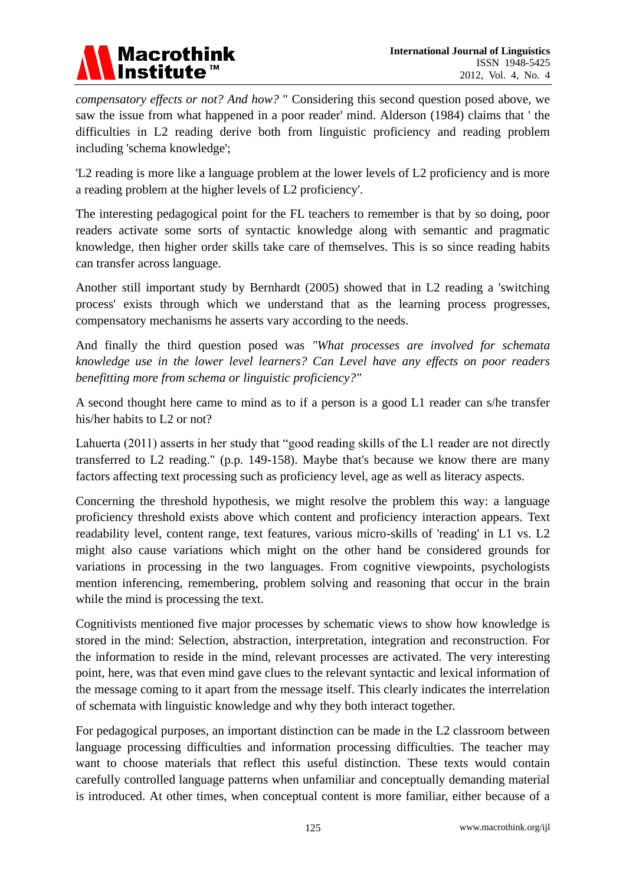*compensatory effects or not? And how?* " Considering this second question posed above, we saw the issue from what happened in a poor reader' mind. Alderson (1984) claims that ' the difficulties in L2 reading derive both from linguistic proficiency and reading problem including 'schema knowledge';

'L2 reading is more like a language problem at the lower levels of L2 proficiency and is more a reading problem at the higher levels of L2 proficiency'.

The interesting pedagogical point for the FL teachers to remember is that by so doing, poor readers activate some sorts of syntactic knowledge along with semantic and pragmatic knowledge, then higher order skills take care of themselves. This is so since reading habits can transfer across language.

Another still important study by Bernhardt (2005) showed that in L2 reading a 'switching process' exists through which we understand that as the learning process progresses, compensatory mechanisms he asserts vary according to the needs.

And finally the third question posed was *"What processes are involved for schemata knowledge use in the lower level learners? Can Level have any effects on poor readers benefitting more from schema or linguistic proficiency?"*

A second thought here came to mind as to if a person is a good L1 reader can s/he transfer his/her habits to L2 or not?

Lahuerta (2011) asserts in her study that "good reading skills of the L1 reader are not directly transferred to L2 reading." (p.p. 149-158). Maybe that's because we know there are many factors affecting text processing such as proficiency level, age as well as literacy aspects.

Concerning the threshold hypothesis, we might resolve the problem this way: a language proficiency threshold exists above which content and proficiency interaction appears. Text readability level, content range, text features, various micro-skills of 'reading' in L1 vs. L2 might also cause variations which might on the other hand be considered grounds for variations in processing in the two languages. From cognitive viewpoints, psychologists mention inferencing, remembering, problem solving and reasoning that occur in the brain while the mind is processing the text.

Cognitivists mentioned five major processes by schematic views to show how knowledge is stored in the mind: Selection, abstraction, interpretation, integration and reconstruction. For the information to reside in the mind, relevant processes are activated. The very interesting point, here, was that even mind gave clues to the relevant syntactic and lexical information of the message coming to it apart from the message itself. This clearly indicates the interrelation of schemata with linguistic knowledge and why they both interact together.

For pedagogical purposes, an important distinction can be made in the L2 classroom between language processing difficulties and information processing difficulties. The teacher may want to choose materials that reflect this useful distinction. These texts would contain carefully controlled language patterns when unfamiliar and conceptually demanding material is introduced. At other times, when conceptual content is more familiar, either because of a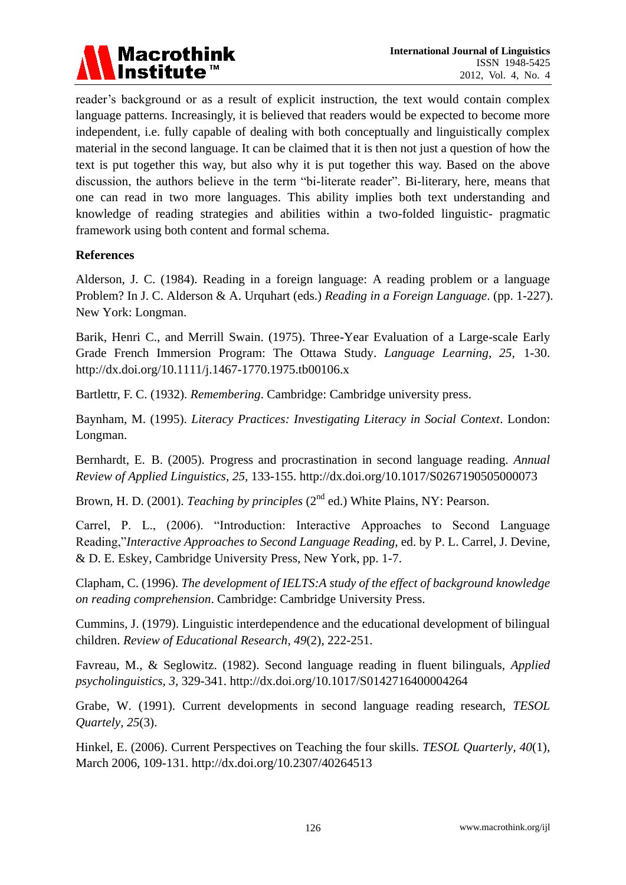reader's background or as a result of explicit instruction, the text would contain complex language patterns. Increasingly, it is believed that readers would be expected to become more independent, i.e. fully capable of dealing with both conceptually and linguistically complex material in the second language. It can be claimed that it is then not just a question of how the text is put together this way, but also why it is put together this way. Based on the above discussion, the authors believe in the term "bi-literate reader". Bi-literary, here, means that one can read in two more languages. This ability implies both text understanding and knowledge of reading strategies and abilities within a two-folded linguistic- pragmatic framework using both content and formal schema.

**References**

Alderson, J. C. (1984). Reading in a foreign language: A reading problem or a language Problem? In J. C. Alderson & A. Urquhart (eds.) *Reading in a Foreign Language*. (pp. 1-227). New York: Longman.

Barik, Henri C., and Merrill Swain. (1975). Three-Year Evaluation of a Large-scale Early Grade French Immersion Program: The Ottawa Study. *Language Learning*, *25*, 1-30. http://dx.doi.org/10.1111/j.1467-1770.1975.tb00106.x

Bartlettr, F. C. (1932). *Remembering*. Cambridge: Cambridge university press.

Baynham, M. (1995). *Literacy Practices: Investigating Literacy in Social Context*. London: Longman.

Bernhardt, E. B. (2005). Progress and procrastination in second language reading. *Annual Review of Applied Linguistics*, *25*, 133-155. http://dx.doi.org/10.1017/S0267190505000073

Brown, H. D. (2001). *Teaching by principles* (2nd ed.) White Plains, NY: Pearson.

Carrel, P. L., (2006). "Introduction: Interactive Approaches to Second Language Reading,"*Interactive Approaches to Second Language Reading,* ed. by P. L. Carrel, J. Devine, & D. E. Eskey, Cambridge University Press, New York, pp. 1-7.

Clapham, C. (1996). *The development of IELTS:A study of the effect of background knowledge on reading comprehension*. Cambridge: Cambridge University Press.

Cummins, J. (1979). Linguistic interdependence and the educational development of bilingual children. *Review of Educational Research*, *49*(2), 222-251.

Favreau, M., & Seglowitz. (1982). Second language reading in fluent bilinguals, *Applied psycholinguistics*, *3*, 329-341. http://dx.doi.org/10.1017/S0142716400004264

Grabe, W. (1991). Current developments in second language reading research, *TESOL Quartely*, *25*(3).

Hinkel, E. (2006). Current Perspectives on Teaching the four skills. *TESOL Quarterly*, *40*(1), March 2006, 109-131. http://dx.doi.org/10.2307/40264513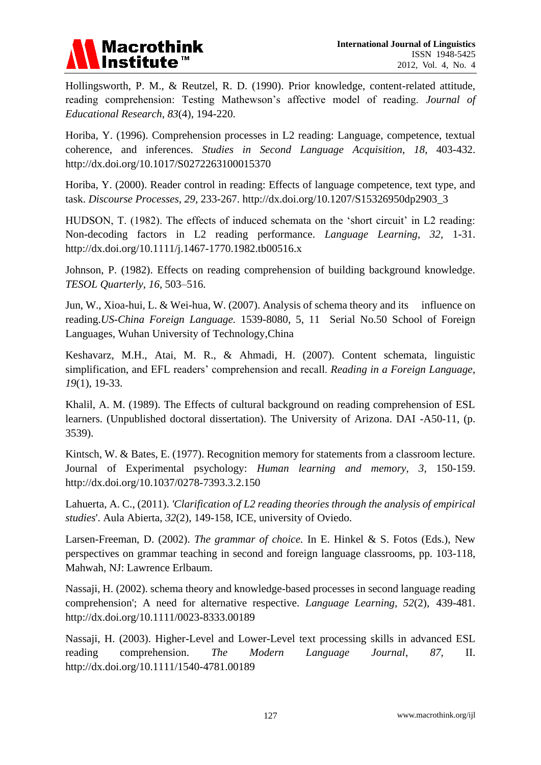Hollingsworth, P. M., & Reutzel, R. D. (1990). Prior knowledge, content-related attitude, reading comprehension: Testing Mathewson's affective model of reading. *Journal of Educational Research*, *83*(4), 194-220.

Horiba, Y. (1996). Comprehension processes in L2 reading: Language, competence, textual coherence, and inferences. *Studies in Second Language Acquisition*, *18*, 403-432. http://dx.doi.org/10.1017/S0272263100015370

Horiba, Y. (2000). Reader control in reading: Effects of language competence, text type, and task. *Discourse Processes*, *29*, 233-267. http://dx.doi.org/10.1207/S15326950dp2903_3

HUDSON, T. (1982). The effects of induced schemata on the 'short circuit' in L2 reading: Non-decoding factors in L2 reading performance. *Language Learning*, *32*, 1-31. http://dx.doi.org/10.1111/j.1467-1770.1982.tb00516.x

Johnson, P. (1982). Effects on reading comprehension of building background knowledge. *TESOL Quarterly*, *16*, 503–516.

Jun, W., Xioa-hui, L. & Wei-hua, W. (2007). Analysis of schema theory and its influence on reading.*US-China Foreign Language.* 1539-8080, 5, 11 Serial No.50 School of Foreign Languages, Wuhan University of Technology,China

Keshavarz, M.H., Atai, M. R., & Ahmadi, H. (2007). Content schemata, linguistic simplification, and EFL readers' comprehension and recall. *Reading in a Foreign Language*, *19*(1), 19-33.

Khalil, A. M. (1989). The Effects of cultural background on reading comprehension of ESL learners. (Unpublished doctoral dissertation). The University of Arizona. DAI -A50-11, (p. 3539).

Kintsch, W. & Bates, E. (1977). Recognition memory for statements from a classroom lecture. Journal of Experimental psychology: *Human learning and memory*, *3*, 150-159. http://dx.doi.org/10.1037/0278-7393.3.2.150

Lahuerta, A. C., (2011). *'Clarification of L2 reading theories through the analysis of empirical studies*'. Aula Abierta, *32*(2), 149-158, ICE, university of Oviedo.

Larsen-Freeman, D. (2002). *The grammar of choice.* In E. Hinkel & S. Fotos (Eds.), New perspectives on grammar teaching in second and foreign language classrooms, pp. 103-118, Mahwah, NJ: Lawrence Erlbaum.

Nassaji, H. (2002). schema theory and knowledge-based processes in second language reading comprehension'; A need for alternative respective. *Language Learning*, *52*(2), 439-481. http://dx.doi.org/10.1111/0023-8333.00189

Nassaji, H. (2003). Higher-Level and Lower-Level text processing skills in advanced ESL reading comprehension. *The Modern Language Journal*, *87*, II. http://dx.doi.org/10.1111/1540-4781.00189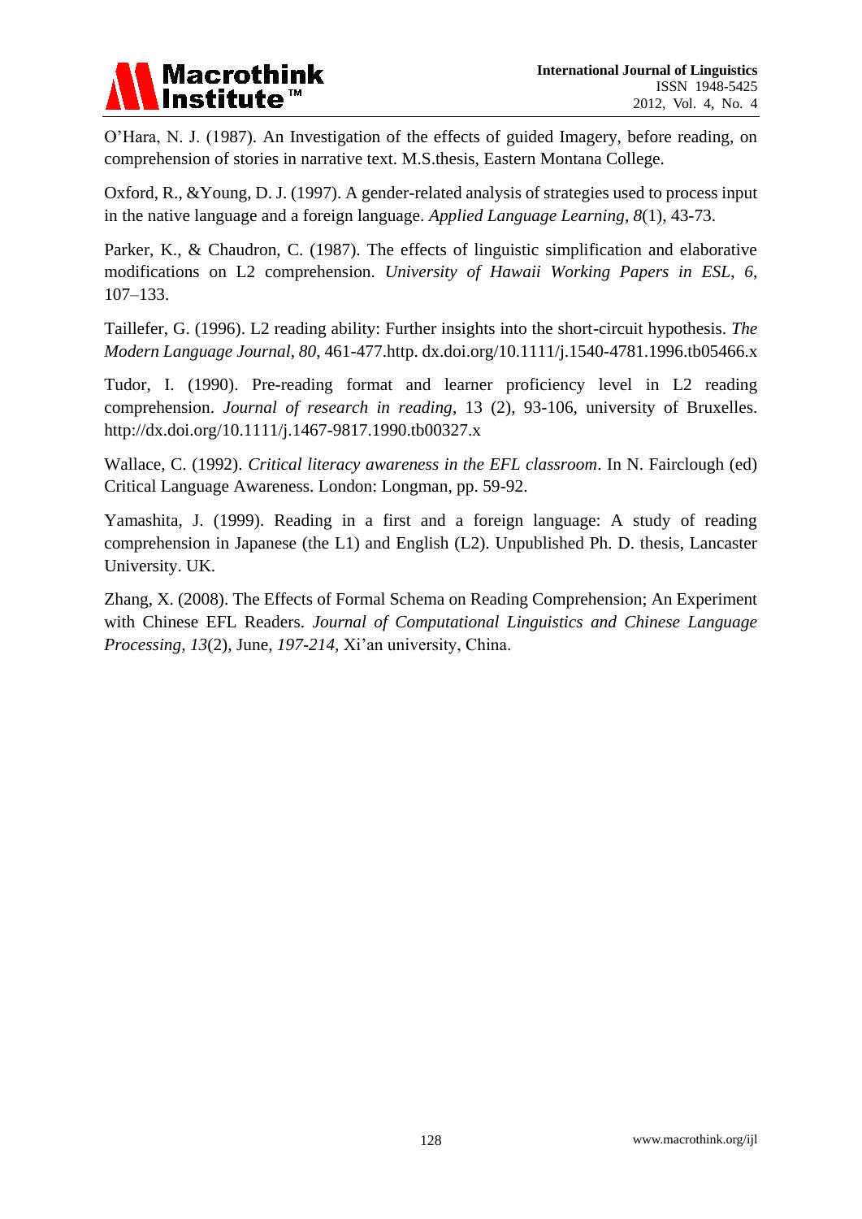O'Hara, N. J. (1987). An Investigation of the effects of guided Imagery, before reading, on comprehension of stories in narrative text. M.S.thesis, Eastern Montana College.

Oxford, R., &Young, D. J. (1997). A gender-related analysis of strategies used to process input in the native language and a foreign language. *Applied Language Learning*, *8*(1), 43-73.

Parker, K., & Chaudron, C. (1987). The effects of linguistic simplification and elaborative modifications on L2 comprehension. *University of Hawaii Working Papers in ESL*, *6*, 107–133.

Taillefer, G. (1996). L2 reading ability: Further insights into the short-circuit hypothesis. *The Modern Language Journal*, *80*, 461-477.http. dx.doi.org/10.1111/j.1540-4781.1996.tb05466.x

Tudor, I. (1990). Pre-reading format and learner proficiency level in L2 reading comprehension. *Journal of research in reading*, 13 (2), 93-106, university of Bruxelles. http://dx.doi.org/10.1111/j.1467-9817.1990.tb00327.x

Wallace, C. (1992). *Critical literacy awareness in the EFL classroom*. In N. Fairclough (ed) Critical Language Awareness. London: Longman, pp. 59-92.

Yamashita, J. (1999). Reading in a first and a foreign language: A study of reading comprehension in Japanese (the L1) and English (L2). Unpublished Ph. D. thesis, Lancaster University. UK.

Zhang, X. (2008). The Effects of Formal Schema on Reading Comprehension; An Experiment with Chinese EFL Readers. *Journal of Computational Linguistics and Chinese Language Processing, 13*(2), June, *197-214,* Xi'an university, China.